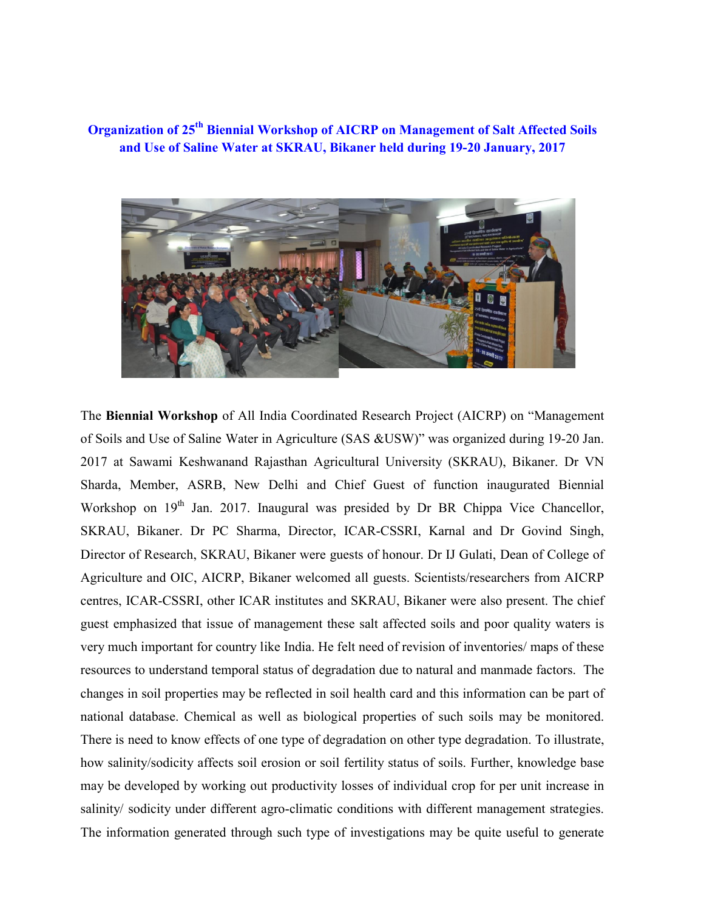# Organization of 25th Biennial Workshop of AICRP on Management of Salt Affected Soils and Use of Saline Water at SKRAU, Bikaner held during 19-20 January, 2017

The **Biennial Workshop** of All India Coordinated Research Project (AICRP) on "Management of Soils and Use of Saline Water in Agriculture (SAS &USW)" was organized during 19-20 Jan. 2017 at Sawami Keshwanand Rajasthan Agricultural University (SKRAU), Bikaner. Dr VN Sharda, Member, ASRB, New Delhi and Chief Guest of function inaugurated Biennial Workshop on 19th Jan. 2017. Inaugural was presided by Dr BR Chippa Vice Chancellor, SKRAU, Bikaner. Dr PC Sharma, Director, ICAR-CSSRI, Karnal and Dr Govind Singh, Director of Research, SKRAU, Bikaner were guests of honour. Dr IJ Gulati, Dean of College of Agriculture and OIC, AICRP, Bikaner welcomed all guests. Scientists/researchers from AICRP centres, ICAR-CSSRI, other ICAR institutes and SKRAU, Bikaner were also present. The chief guest emphasized that issue of management these salt affected soils and poor quality waters is very much important for country like India. He felt need of revision of inventories/ maps of these resources to understand temporal status of degradation due to natural and manmade factors. The changes in soil properties may be reflected in soil health card and this information can be part of national database. Chemical as well as biological properties of such soils may be monitored. There is need to know effects of one type of degradation on other type degradation. To illustrate, how salinity/sodicity affects soil erosion or soil fertility status of soils. Further, knowledge base may be developed by working out productivity losses of individual crop for per unit increase in salinity/ sodicity under different agro-climatic conditions with different management strategies. The information generated through such type of investigations may be quite useful to generate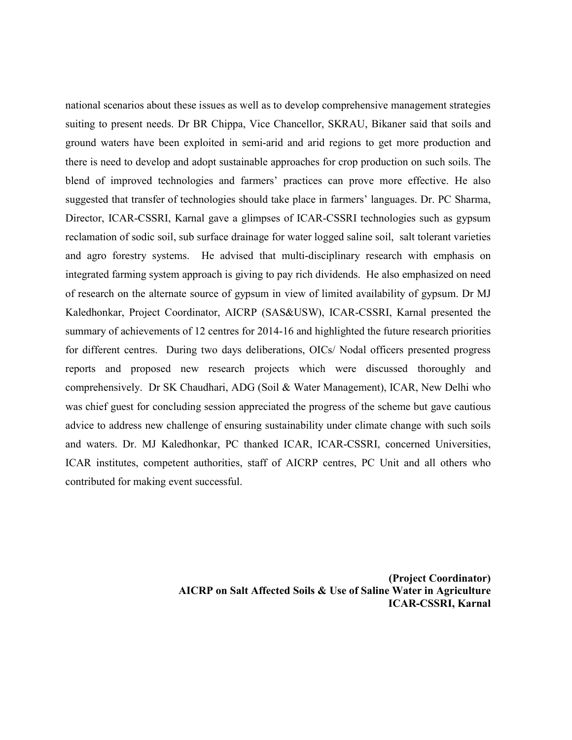national scenarios about these issues as well as to develop comprehensive management strategies suiting to present needs. Dr BR Chippa, Vice Chancellor, SKRAU, Bikaner said that soils and ground waters have been exploited in semi-arid and arid regions to get more production and there is need to develop and adopt sustainable approaches for crop production on such soils. The blend of improved technologies and farmers' practices can prove more effective. He also suggested that transfer of technologies should take place in farmers' languages. Dr. PC Sharma, Director, ICAR-CSSRI, Karnal gave a glimpses of ICAR-CSSRI technologies such as gypsum reclamation of sodic soil, sub surface drainage for water logged saline soil, salt tolerant varieties and agro forestry systems. He advised that multi-disciplinary research with emphasis on integrated farming system approach is giving to pay rich dividends. He also emphasized on need of research on the alternate source of gypsum in view of limited availability of gypsum. Dr MJ Kaledhonkar, Project Coordinator, AICRP (SAS&USW), ICAR-CSSRI, Karnal presented the summary of achievements of 12 centres for 2014-16 and highlighted the future research priorities for different centres. During two days deliberations, OICs/ Nodal officers presented progress reports and proposed new research projects which were discussed thoroughly and comprehensively. Dr SK Chaudhari, ADG (Soil & Water Management), ICAR, New Delhi who was chief guest for concluding session appreciated the progress of the scheme but gave cautious advice to address new challenge of ensuring sustainability under climate change with such soils and waters. Dr. MJ Kaledhonkar, PC thanked ICAR, ICAR-CSSRI, concerned Universities, ICAR institutes, competent authorities, staff of AICRP centres, PC Unit and all others who contributed for making event successful.

**(Project Coordinator)**
**AICRP on Salt Affected Soils & Use of Saline Water in Agriculture**
**ICAR-CSSRI, Karnal**